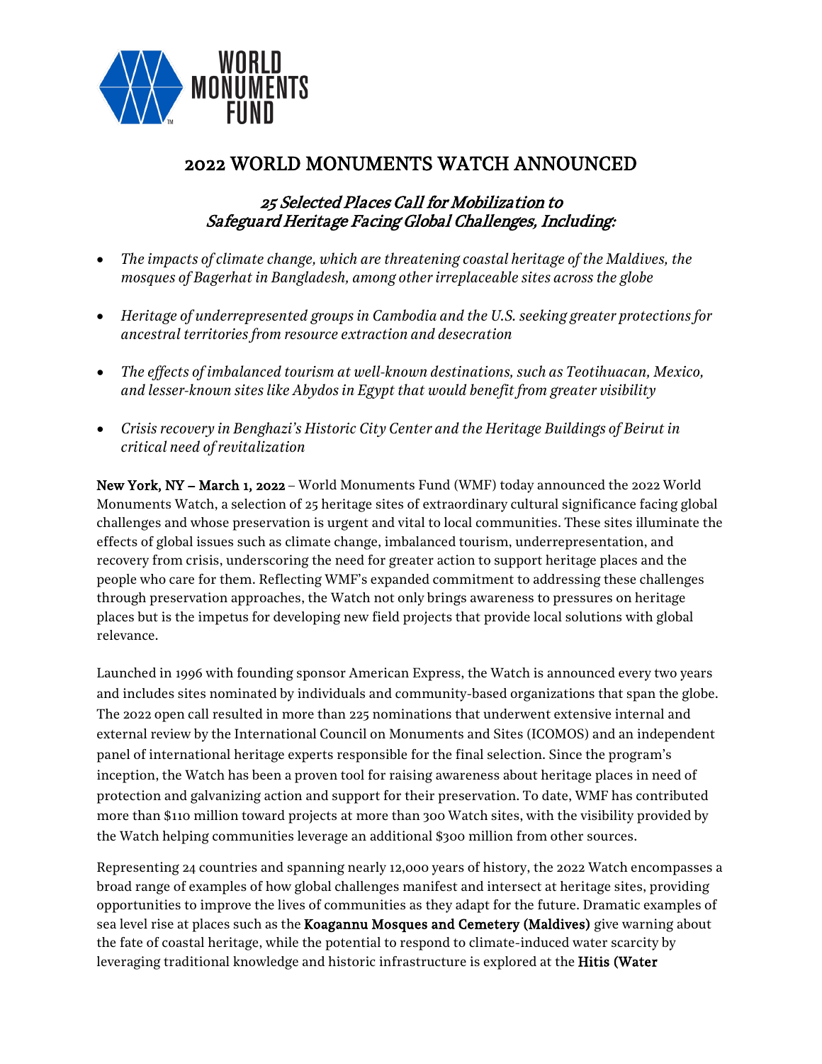WORLD MONUMENTS FUND

# 2022 WORLD MONUMENTS WATCH ANNOUNCED

## *25 Selected Places Call for Mobilization to Safeguard Heritage Facing Global Challenges, Including:*

- *The impacts of climate change, which are threatening coastal heritage of the Maldives, the mosques of Bagerhat in Bangladesh, among other irreplaceable sites across the globe*
- *Heritage of underrepresented groups in Cambodia and the U.S. seeking greater protections for ancestral territories from resource extraction and desecration*
- *The effects of imbalanced tourism at well-known destinations, such as Teotihuacan, Mexico, and lesser-known sites like Abydos in Egypt that would benefit from greater visibility*
- *Crisis recovery in Benghazi's Historic City Center and the Heritage Buildings of Beirut in critical need of revitalization*

**New York, NY – March 1, 2022** – World Monuments Fund (WMF) today announced the 2022 World Monuments Watch, a selection of 25 heritage sites of extraordinary cultural significance facing global challenges and whose preservation is urgent and vital to local communities. These sites illuminate the effects of global issues such as climate change, imbalanced tourism, underrepresentation, and recovery from crisis, underscoring the need for greater action to support heritage places and the people who care for them. Reflecting WMF's expanded commitment to addressing these challenges through preservation approaches, the Watch not only brings awareness to pressures on heritage places but is the impetus for developing new field projects that provide local solutions with global relevance.

Launched in 1996 with founding sponsor American Express, the Watch is announced every two years and includes sites nominated by individuals and community-based organizations that span the globe. The 2022 open call resulted in more than 225 nominations that underwent extensive internal and external review by the International Council on Monuments and Sites (ICOMOS) and an independent panel of international heritage experts responsible for the final selection. Since the program's inception, the Watch has been a proven tool for raising awareness about heritage places in need of protection and galvanizing action and support for their preservation. To date, WMF has contributed more than $110 million toward projects at more than 300 Watch sites, with the visibility provided by the Watch helping communities leverage an additional $300 million from other sources.

Representing 24 countries and spanning nearly 12,000 years of history, the 2022 Watch encompasses a broad range of examples of how global challenges manifest and intersect at heritage sites, providing opportunities to improve the lives of communities as they adapt for the future. Dramatic examples of sea level rise at places such as the **Koagannu Mosques and Cemetery (Maldives)** give warning about the fate of coastal heritage, while the potential to respond to climate-induced water scarcity by leveraging traditional knowledge and historic infrastructure is explored at the **Hitis (Water**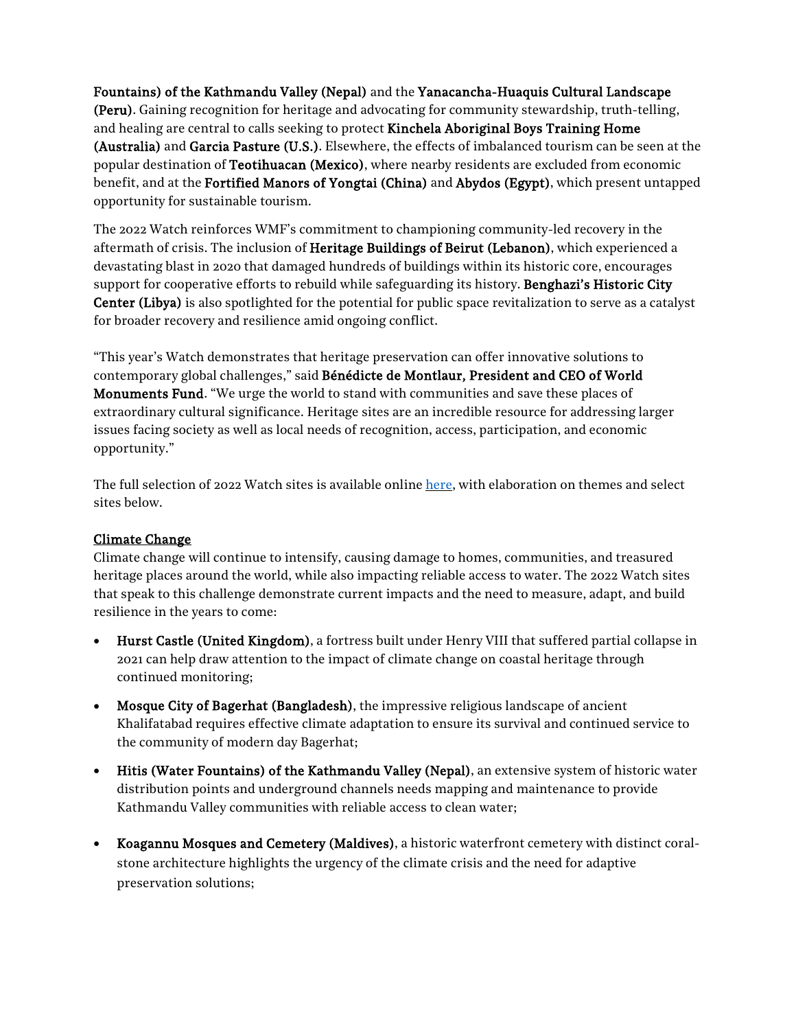**Fountains) of the Kathmandu Valley (Nepal)** and the **Yanacancha-Huaquis Cultural Landscape (Peru)**. Gaining recognition for heritage and advocating for community stewardship, truth-telling, and healing are central to calls seeking to protect **Kinchela Aboriginal Boys Training Home (Australia)** and **Garcia Pasture (U.S.)**. Elsewhere, the effects of imbalanced tourism can be seen at the popular destination of **Teotihuacan (Mexico)**, where nearby residents are excluded from economic benefit, and at the **Fortified Manors of Yongtai (China)** and **Abydos (Egypt)**, which present untapped opportunity for sustainable tourism.

The 2022 Watch reinforces WMF's commitment to championing community-led recovery in the aftermath of crisis. The inclusion of **Heritage Buildings of Beirut (Lebanon)**, which experienced a devastating blast in 2020 that damaged hundreds of buildings within its historic core, encourages support for cooperative efforts to rebuild while safeguarding its history. **Benghazi's Historic City Center (Libya)** is also spotlighted for the potential for public space revitalization to serve as a catalyst for broader recovery and resilience amid ongoing conflict.

"This year's Watch demonstrates that heritage preservation can offer innovative solutions to contemporary global challenges," said **Bénédicte de Montlaur, President and CEO of World Monuments Fund**. "We urge the world to stand with communities and save these places of extraordinary cultural significance. Heritage sites are an incredible resource for addressing larger issues facing society as well as local needs of recognition, access, participation, and economic opportunity."

The full selection of 2022 Watch sites is available online [here](), with elaboration on themes and select sites below.

## Climate Change

Climate change will continue to intensify, causing damage to homes, communities, and treasured heritage places around the world, while also impacting reliable access to water. The 2022 Watch sites that speak to this challenge demonstrate current impacts and the need to measure, adapt, and build resilience in the years to come:

- **Hurst Castle (United Kingdom)**, a fortress built under Henry VIII that suffered partial collapse in 2021 can help draw attention to the impact of climate change on coastal heritage through continued monitoring;
- **Mosque City of Bagerhat (Bangladesh)**, the impressive religious landscape of ancient Khalifatabad requires effective climate adaptation to ensure its survival and continued service to the community of modern day Bagerhat;
- **Hitis (Water Fountains) of the Kathmandu Valley (Nepal)**, an extensive system of historic water distribution points and underground channels needs mapping and maintenance to provide Kathmandu Valley communities with reliable access to clean water;
- **Koagannu Mosques and Cemetery (Maldives)**, a historic waterfront cemetery with distinct coral-stone architecture highlights the urgency of the climate crisis and the need for adaptive preservation solutions;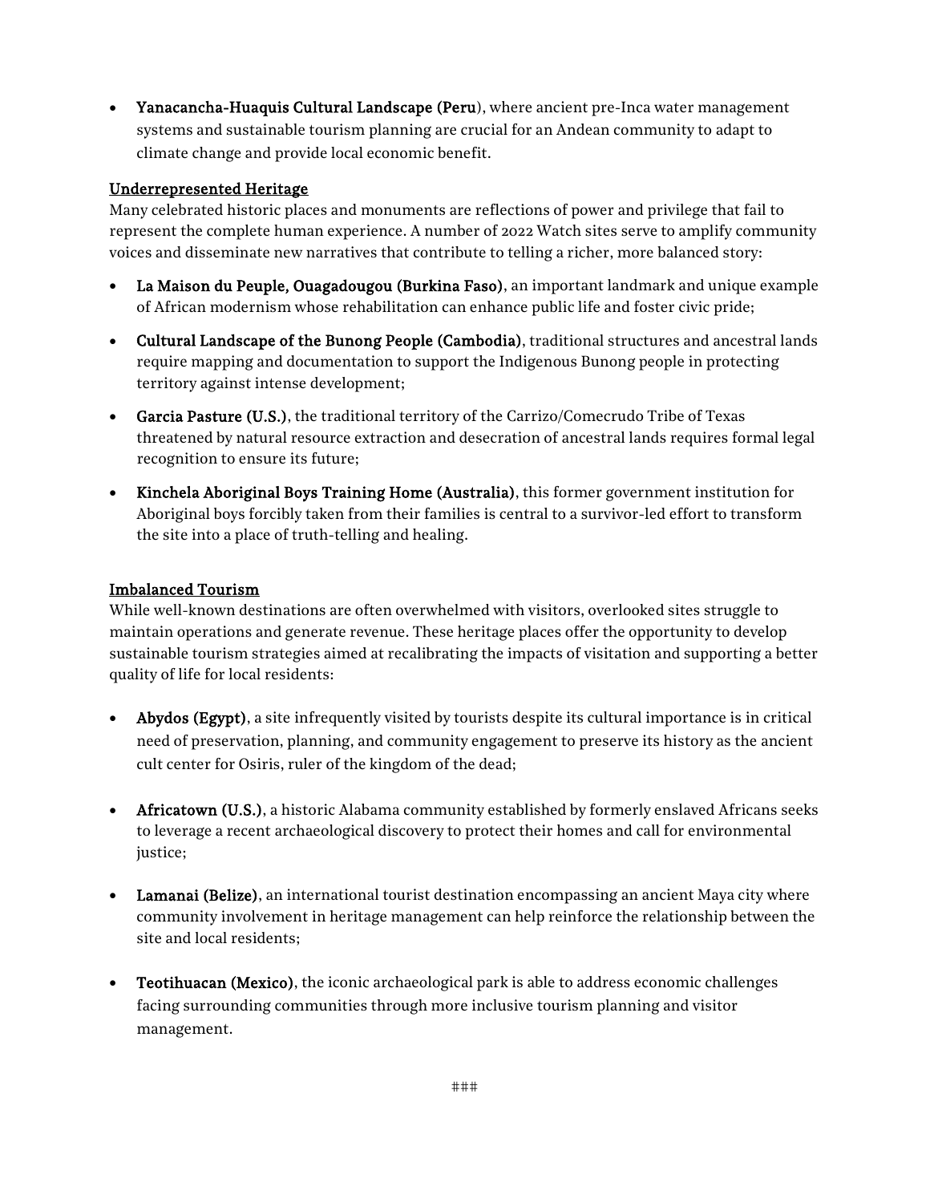- **Yanacancha-Huaquis Cultural Landscape (Peru**), where ancient pre-Inca water management systems and sustainable tourism planning are crucial for an Andean community to adapt to climate change and provide local economic benefit.

## Underrepresented Heritage

Many celebrated historic places and monuments are reflections of power and privilege that fail to represent the complete human experience. A number of 2022 Watch sites serve to amplify community voices and disseminate new narratives that contribute to telling a richer, more balanced story:

- **La Maison du Peuple, Ouagadougou (Burkina Faso)**, an important landmark and unique example of African modernism whose rehabilitation can enhance public life and foster civic pride;
- **Cultural Landscape of the Bunong People (Cambodia)**, traditional structures and ancestral lands require mapping and documentation to support the Indigenous Bunong people in protecting territory against intense development;
- **Garcia Pasture (U.S.)**, the traditional territory of the Carrizo/Comecrudo Tribe of Texas threatened by natural resource extraction and desecration of ancestral lands requires formal legal recognition to ensure its future;
- **Kinchela Aboriginal Boys Training Home (Australia)**, this former government institution for Aboriginal boys forcibly taken from their families is central to a survivor-led effort to transform the site into a place of truth-telling and healing.

## Imbalanced Tourism

While well-known destinations are often overwhelmed with visitors, overlooked sites struggle to maintain operations and generate revenue. These heritage places offer the opportunity to develop sustainable tourism strategies aimed at recalibrating the impacts of visitation and supporting a better quality of life for local residents:

- **Abydos (Egypt)**, a site infrequently visited by tourists despite its cultural importance is in critical need of preservation, planning, and community engagement to preserve its history as the ancient cult center for Osiris, ruler of the kingdom of the dead;
- **Africatown (U.S.)**, a historic Alabama community established by formerly enslaved Africans seeks to leverage a recent archaeological discovery to protect their homes and call for environmental justice;
- **Lamanai (Belize)**, an international tourist destination encompassing an ancient Maya city where community involvement in heritage management can help reinforce the relationship between the site and local residents;
- **Teotihuacan (Mexico)**, the iconic archaeological park is able to address economic challenges facing surrounding communities through more inclusive tourism planning and visitor management.

###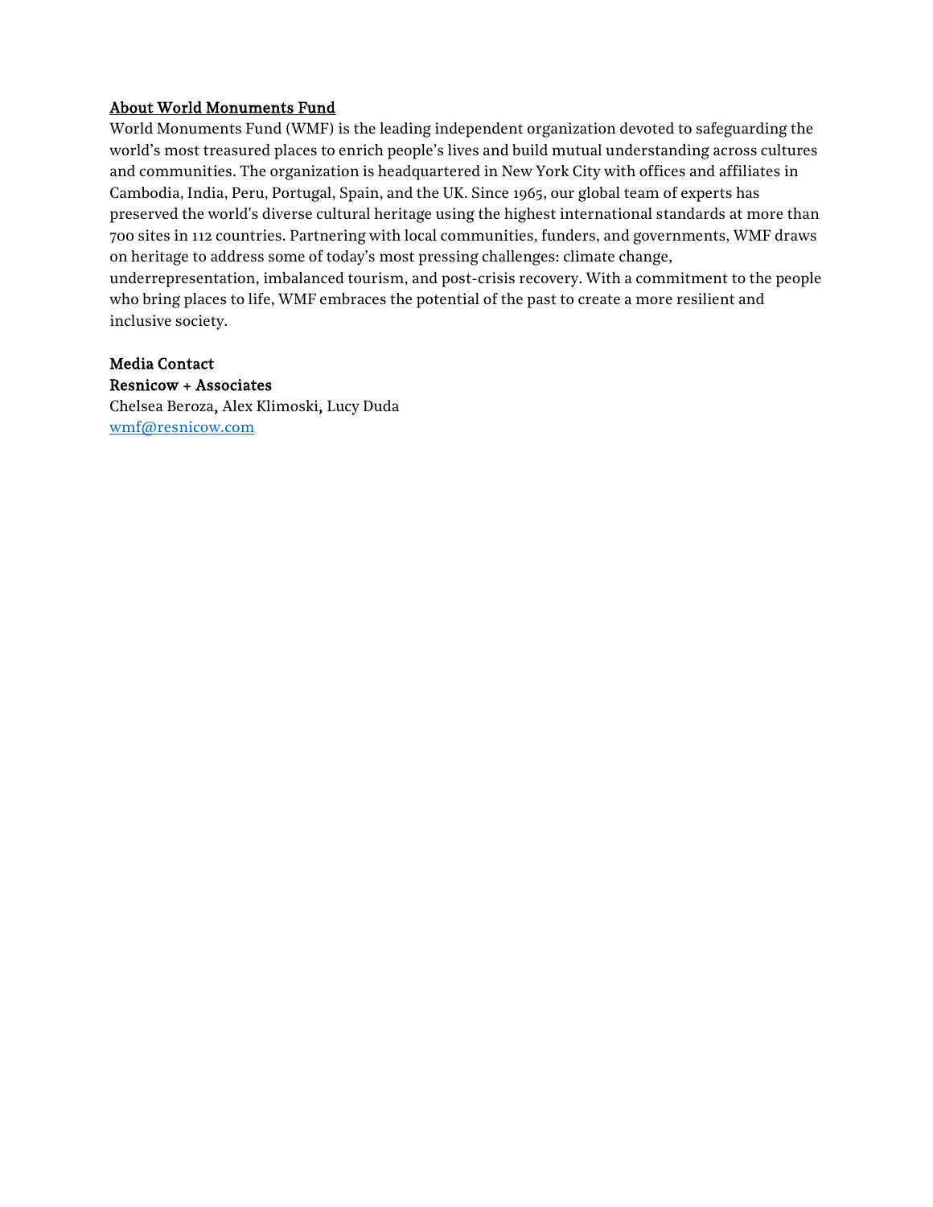**About World Monuments Fund**

World Monuments Fund (WMF) is the leading independent organization devoted to safeguarding the world's most treasured places to enrich people's lives and build mutual understanding across cultures and communities. The organization is headquartered in New York City with offices and affiliates in Cambodia, India, Peru, Portugal, Spain, and the UK. Since 1965, our global team of experts has preserved the world's diverse cultural heritage using the highest international standards at more than 700 sites in 112 countries. Partnering with local communities, funders, and governments, WMF draws on heritage to address some of today's most pressing challenges: climate change, underrepresentation, imbalanced tourism, and post-crisis recovery. With a commitment to the people who bring places to life, WMF embraces the potential of the past to create a more resilient and inclusive society.

**Media Contact**
**Resnicow + Associates**
Chelsea Beroza, Alex Klimoski, Lucy Duda
wmf@resnicow.com